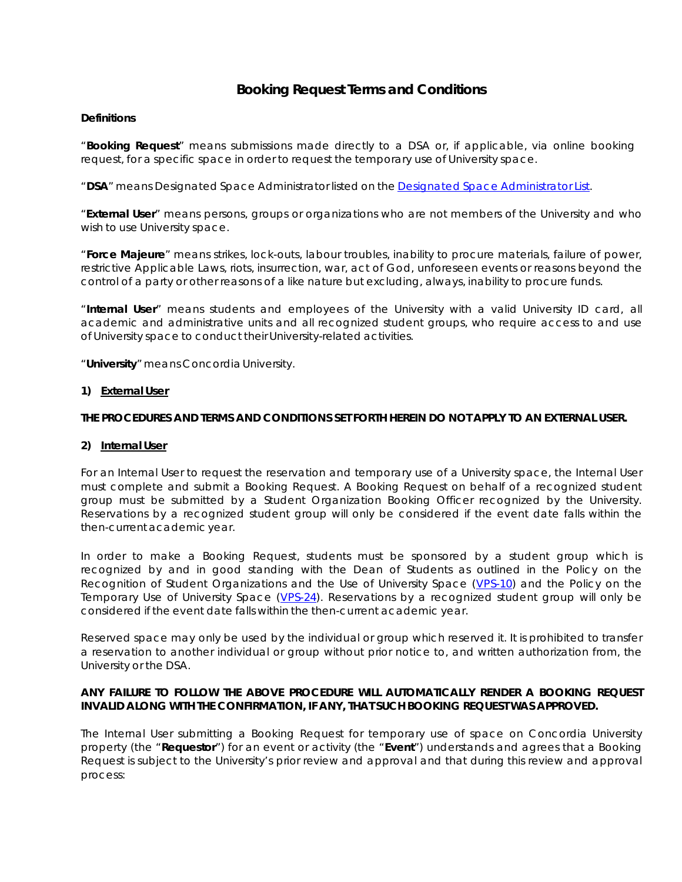# Booking Request Terms and Conditions

**Definitions**

"**Booking Request**" means submissions made directly to a DSA or, if applicable, via online booking request, for a specific space in order to request the temporary use of University space.

"**DSA**" means Designated Space Administrator listed on the [Designated Space Administrator List](#).

"**External User**" means persons, groups or organizations who are not members of the University and who wish to use University space.

"**Force Majeure**" means strikes, lock-outs, labour troubles, inability to procure materials, failure of power, restrictive Applicable Laws, riots, insurrection, war, act of God, unforeseen events or reasons beyond the control of a party or other reasons of a like nature but excluding, always, inability to procure funds.

"**Internal User**" means students and employees of the University with a valid University ID card, all academic and administrative units and all recognized student groups, who require access to and use of University space to conduct their University-related activities.

"**University**" means Concordia University.

**1) <u>External User</u>**

**THE PROCEDURES AND TERMS AND CONDITIONS SET FORTH HEREIN DO NOT APPLY TO AN EXTERNAL USER.**

**2) <u>Internal User</u>**

For an Internal User to request the reservation and temporary use of a University space, the Internal User must complete and submit a Booking Request. A Booking Request on behalf of a recognized student group must be submitted by a Student Organization Booking Officer recognized by the University. Reservations by a recognized student group will only be considered if the event date falls within the then-current academic year.

In order to make a Booking Request, students must be sponsored by a student group which is recognized by and in good standing with the Dean of Students as outlined in the Policy on the Recognition of Student Organizations and the Use of University Space ([VPS-10](#)) and the Policy on the Temporary Use of University Space ([VPS-24](#)). Reservations by a recognized student group will only be considered if the event date falls within the then-current academic year.

Reserved space may only be used by the individual or group which reserved it. It is prohibited to transfer a reservation to another individual or group without prior notice to, and written authorization from, the University or the DSA.

**ANY FAILURE TO FOLLOW THE ABOVE PROCEDURE WILL AUTOMATICALLY RENDER A BOOKING REQUEST INVALID ALONG WITH THE CONFIRMATION, IF ANY, THAT SUCH BOOKING REQUEST WAS APPROVED.**

The Internal User submitting a Booking Request for temporary use of space on Concordia University property (the "**Requestor**") for an event or activity (the "**Event**") understands and agrees that a Booking Request is subject to the University's prior review and approval and that during this review and approval process: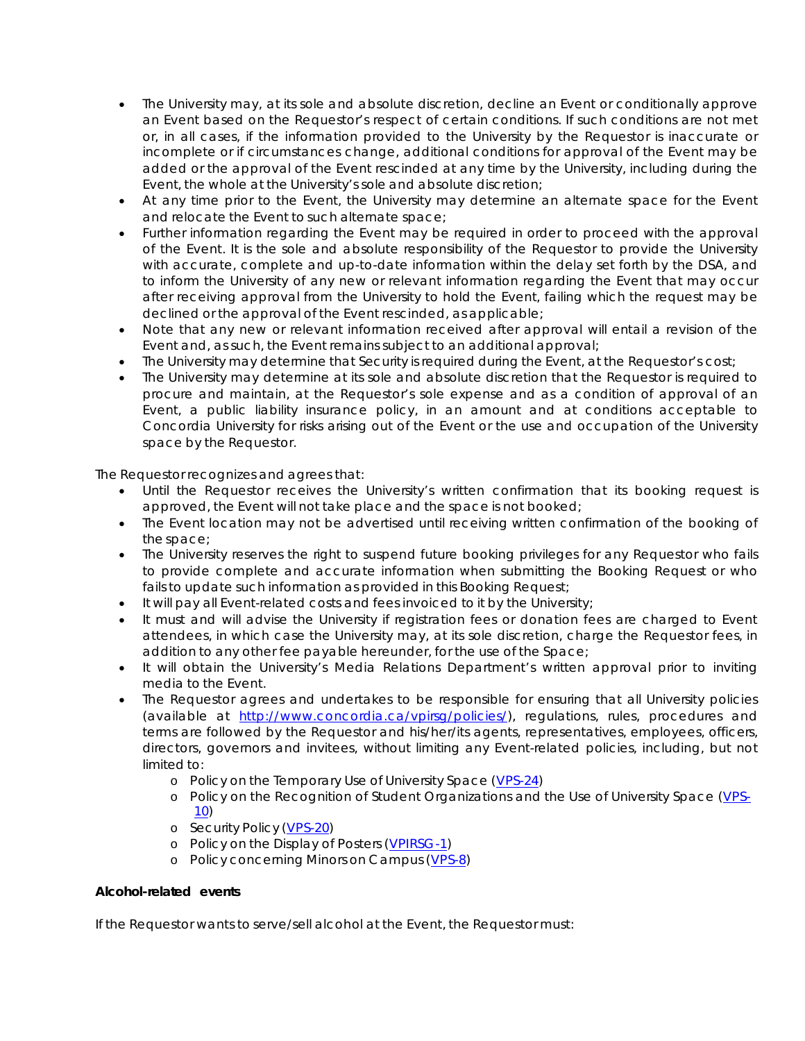- The University may, at its sole and absolute discretion, decline an Event or conditionally approve an Event based on the Requestor's respect of certain conditions. If such conditions are not met or, in all cases, if the information provided to the University by the Requestor is inaccurate or incomplete or if circumstances change, additional conditions for approval of the Event may be added or the approval of the Event rescinded at any time by the University, including during the Event, the whole at the University's sole and absolute discretion;
- At any time prior to the Event, the University may determine an alternate space for the Event and relocate the Event to such alternate space;
- Further information regarding the Event may be required in order to proceed with the approval of the Event. It is the sole and absolute responsibility of the Requestor to provide the University with accurate, complete and up-to-date information within the delay set forth by the DSA, and to inform the University of any new or relevant information regarding the Event that may occur after receiving approval from the University to hold the Event, failing which the request may be declined or the approval of the Event rescinded, as applicable;
- Note that any new or relevant information received after approval will entail a revision of the Event and, as such, the Event remains subject to an additional approval;
- The University may determine that Security is required during the Event, at the Requestor's cost;
- The University may determine at its sole and absolute discretion that the Requestor is required to procure and maintain, at the Requestor's sole expense and as a condition of approval of an Event, a public liability insurance policy, in an amount and at conditions acceptable to Concordia University for risks arising out of the Event or the use and occupation of the University space by the Requestor.

The Requestor recognizes and agrees that:

- Until the Requestor receives the University's written confirmation that its booking request is approved, the Event will not take place and the space is not booked;
- The Event location may not be advertised until receiving written confirmation of the booking of the space;
- The University reserves the right to suspend future booking privileges for any Requestor who fails to provide complete and accurate information when submitting the Booking Request or who fails to update such information as provided in this Booking Request;
- It will pay all Event-related costs and fees invoiced to it by the University;
- It must and will advise the University if registration fees or donation fees are charged to Event attendees, in which case the University may, at its sole discretion, charge the Requestor fees, in addition to any other fee payable hereunder, for the use of the Space;
- It will obtain the University's Media Relations Department's written approval prior to inviting media to the Event.
- The Requestor agrees and undertakes to be responsible for ensuring that all University policies (available at http://www.concordia.ca/vpirsg/policies/), regulations, rules, procedures and terms are followed by the Requestor and his/her/its agents, representatives, employees, officers, directors, governors and invitees, without limiting any Event-related policies, including, but not limited to:
    - Policy on the Temporary Use of University Space (VPS-24)
    - Policy on the Recognition of Student Organizations and the Use of University Space (VPS-10)
    - Security Policy (VPS-20)
    - Policy on the Display of Posters (VPIRSG-1)
    - Policy concerning Minors on Campus (VPS-8)

**Alcohol-related events**

If the Requestor wants to serve/sell alcohol at the Event, the Requestor must: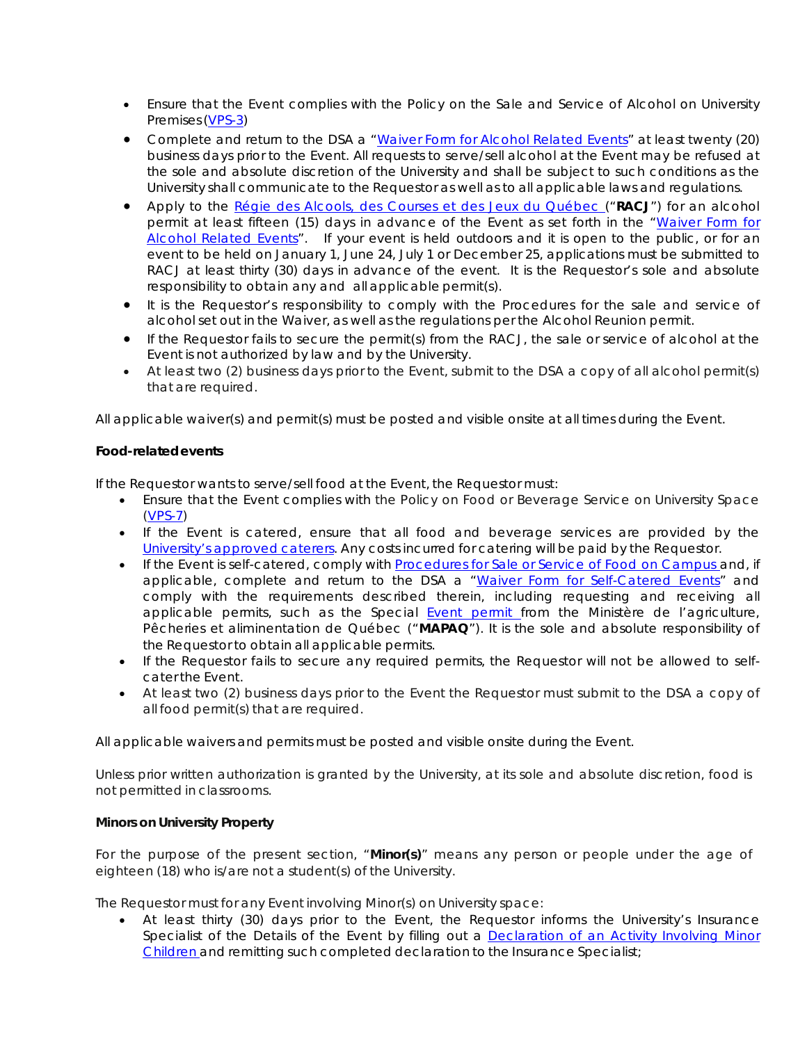- Ensure that the Event complies with the Policy on the Sale and Service of Alcohol on University Premises (VPS-3)
- Complete and return to the DSA a "Waiver Form for Alcohol Related Events" at least twenty (20) business days prior to the Event. All requests to serve/sell alcohol at the Event may be refused at the sole and absolute discretion of the University and shall be subject to such conditions as the University shall communicate to the Requestor as well as to all applicable laws and regulations.
- Apply to the Régie des Alcools, des Courses et des Jeux du Québec ("**RACJ**") for an alcohol permit at least fifteen (15) days in advance of the Event as set forth in the "Waiver Form for Alcohol Related Events". If your event is held outdoors and it is open to the public, or for an event to be held on January 1, June 24, July 1 or December 25, applications must be submitted to RACJ at least thirty (30) days in advance of the event. It is the Requestor's sole and absolute responsibility to obtain any and all applicable permit(s).
- It is the Requestor's responsibility to comply with the Procedures for the sale and service of alcohol set out in the Waiver, as well as the regulations per the Alcohol Reunion permit.
- If the Requestor fails to secure the permit(s) from the RACJ, the sale or service of alcohol at the Event is not authorized by law and by the University.
- At least two (2) business days prior to the Event, submit to the DSA a copy of all alcohol permit(s) that are required.

All applicable waiver(s) and permit(s) must be posted and visible onsite at all times during the Event.

**Food-related events**

If the Requestor wants to serve/sell food at the Event, the Requestor must:

- Ensure that the Event complies with the Policy on Food or Beverage Service on University Space (VPS-7)
- If the Event is catered, ensure that all food and beverage services are provided by the University's approved caterers. Any costs incurred for catering will be paid by the Requestor.
- If the Event is self-catered, comply with Procedures for Sale or Service of Food on Campus and, if applicable, complete and return to the DSA a "Waiver Form for Self-Catered Events" and comply with the requirements described therein, including requesting and receiving all applicable permits, such as the Special Event permit from the Ministère de l'agriculture, Pêcheries et alimentation de Québec ("**MAPAQ**"). It is the sole and absolute responsibility of the Requestor to obtain all applicable permits.
- If the Requestor fails to secure any required permits, the Requestor will not be allowed to self-cater the Event.
- At least two (2) business days prior to the Event the Requestor must submit to the DSA a copy of all food permit(s) that are required.

All applicable waivers and permits must be posted and visible onsite during the Event.

Unless prior written authorization is granted by the University, at its sole and absolute discretion, food is not permitted in classrooms.

**Minors on University Property**

For the purpose of the present section, "**Minor(s)**" means any person or people under the age of eighteen (18) who is/are not a student(s) of the University.

The Requestor must for any Event involving Minor(s) on University space:

- At least thirty (30) days prior to the Event, the Requestor informs the University's Insurance Specialist of the Details of the Event by filling out a Declaration of an Activity Involving Minor Children and remitting such completed declaration to the Insurance Specialist;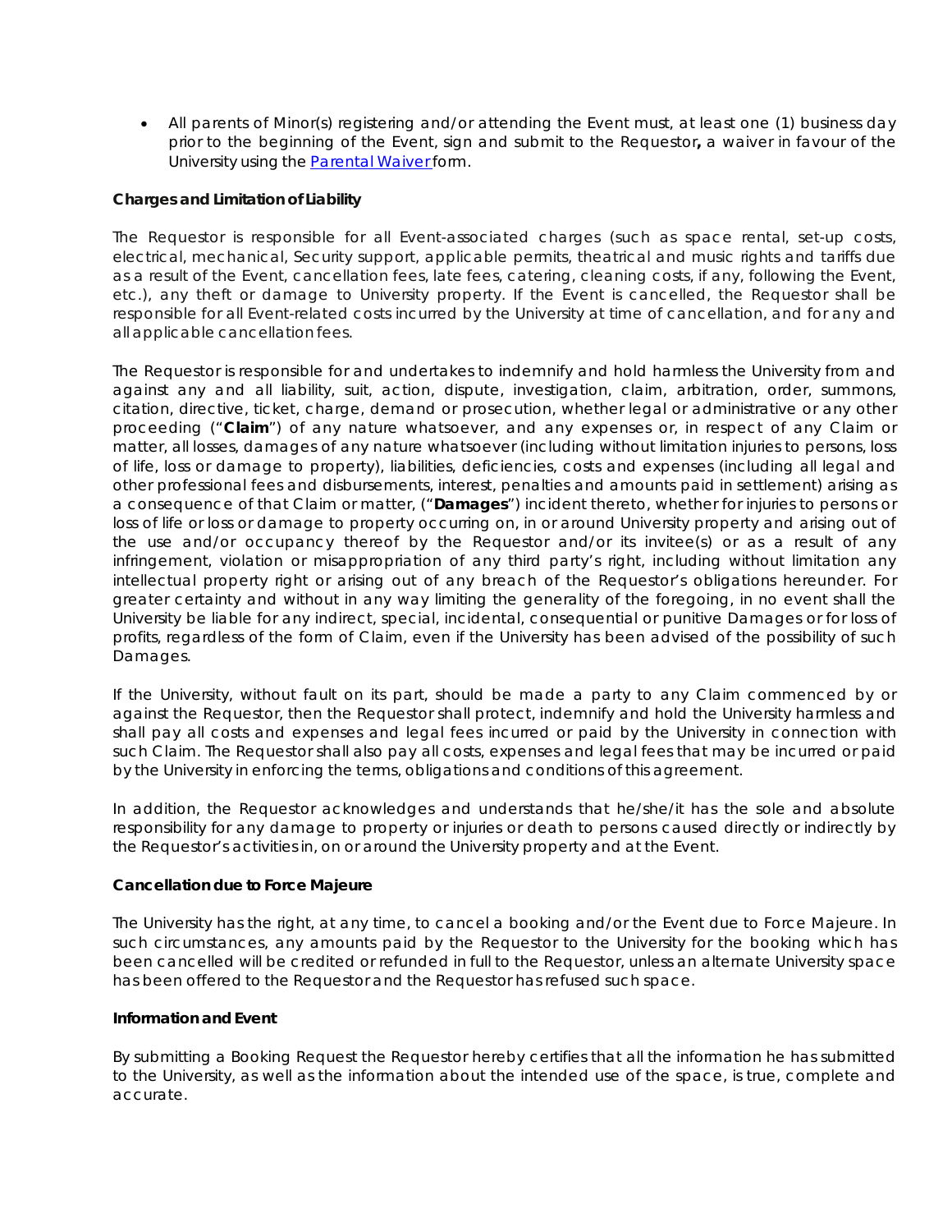- All parents of Minor(s) registering and/or attending the Event must, at least one (1) business day prior to the beginning of the Event, sign and submit to the Requestor**,** a waiver in favour of the University using the [Parental Waiver]form.

**Charges and Limitation of Liability**

The Requestor is responsible for all Event-associated charges (such as space rental, set-up costs, electrical, mechanical, Security support, applicable permits, theatrical and music rights and tariffs due as a result of the Event, cancellation fees, late fees, catering, cleaning costs, if any, following the Event, etc.), any theft or damage to University property. If the Event is cancelled, the Requestor shall be responsible for all Event-related costs incurred by the University at time of cancellation, and for any and all applicable cancellation fees.

The Requestor is responsible for and undertakes to indemnify and hold harmless the University from and against any and all liability, suit, action, dispute, investigation, claim, arbitration, order, summons, citation, directive, ticket, charge, demand or prosecution, whether legal or administrative or any other proceeding ("**Claim**") of any nature whatsoever, and any expenses or, in respect of any Claim or matter, all losses, damages of any nature whatsoever (including without limitation injuries to persons, loss of life, loss or damage to property), liabilities, deficiencies, costs and expenses (including all legal and other professional fees and disbursements, interest, penalties and amounts paid in settlement) arising as a consequence of that Claim or matter, ("**Damages**") incident thereto, whether for injuries to persons or loss of life or loss or damage to property occurring on, in or around University property and arising out of the use and/or occupancy thereof by the Requestor and/or its invitee(s) or as a result of any infringement, violation or misappropriation of any third party's right, including without limitation any intellectual property right or arising out of any breach of the Requestor's obligations hereunder. For greater certainty and without in any way limiting the generality of the foregoing, in no event shall the University be liable for any indirect, special, incidental, consequential or punitive Damages or for loss of profits, regardless of the form of Claim, even if the University has been advised of the possibility of such Damages.

If the University, without fault on its part, should be made a party to any Claim commenced by or against the Requestor, then the Requestor shall protect, indemnify and hold the University harmless and shall pay all costs and expenses and legal fees incurred or paid by the University in connection with such Claim. The Requestor shall also pay all costs, expenses and legal fees that may be incurred or paid by the University in enforcing the terms, obligations and conditions of this agreement.

In addition, the Requestor acknowledges and understands that he/she/it has the sole and absolute responsibility for any damage to property or injuries or death to persons caused directly or indirectly by the Requestor's activities in, on or around the University property and at the Event.

**Cancellation due to Force Majeure**

The University has the right, at any time, to cancel a booking and/or the Event due to Force Majeure. In such circumstances, any amounts paid by the Requestor to the University for the booking which has been cancelled will be credited or refunded in full to the Requestor, unless an alternate University space has been offered to the Requestor and the Requestor has refused such space.

**Information and Event**

By submitting a Booking Request the Requestor hereby certifies that all the information he has submitted to the University, as well as the information about the intended use of the space, is true, complete and accurate.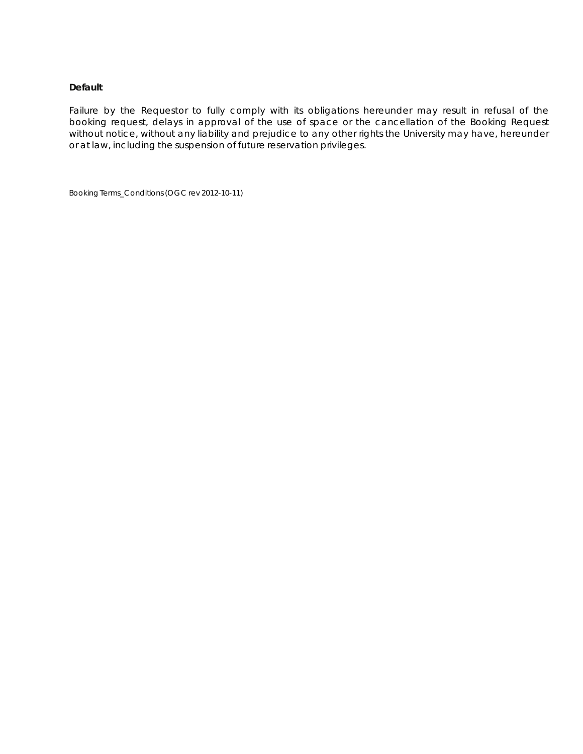**Default**

Failure by the Requestor to fully comply with its obligations hereunder may result in refusal of the booking request, delays in approval of the use of space or the cancellation of the Booking Request without notice, without any liability and prejudice to any other rights the University may have, hereunder or at law, including the suspension of future reservation privileges.

Booking Terms_Conditions (OGC rev 2012-10-11)